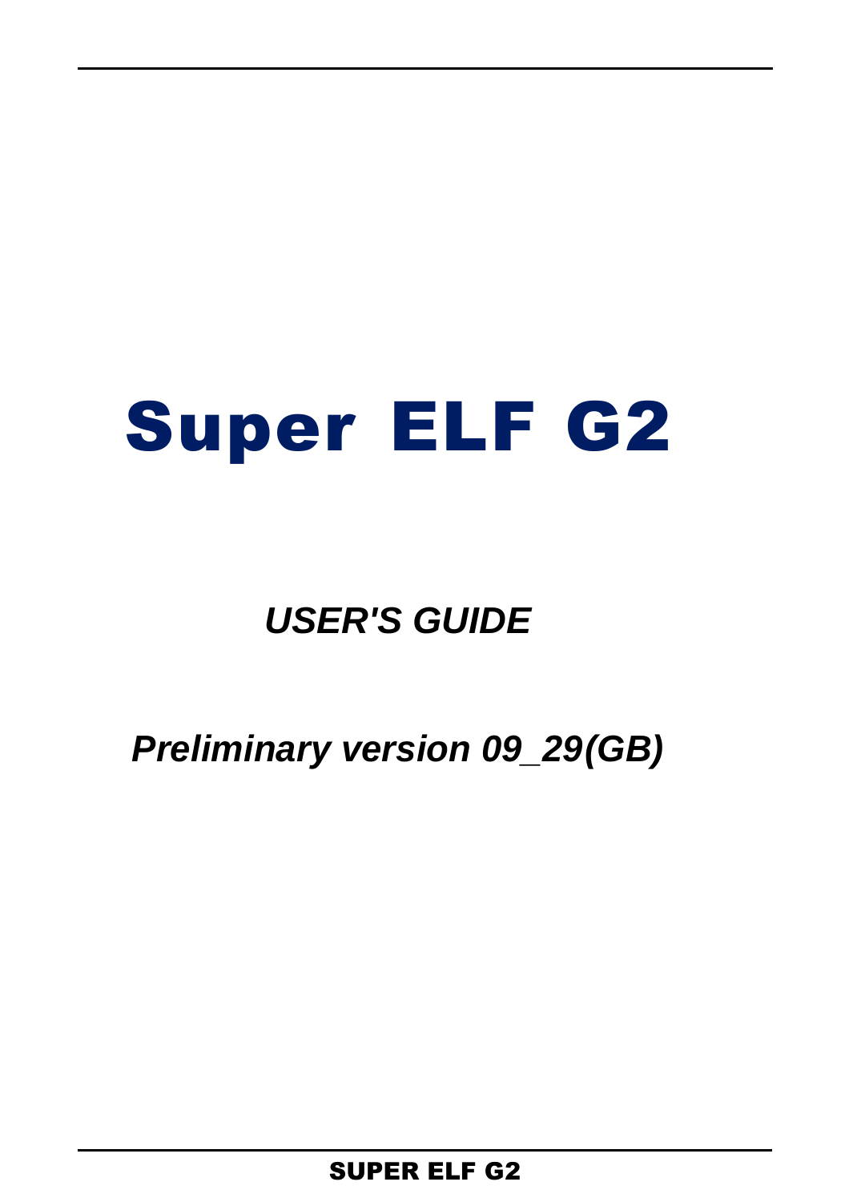# Super ELF G2

## *USER'S GUIDE*

## *Preliminary version 09_29(GB)*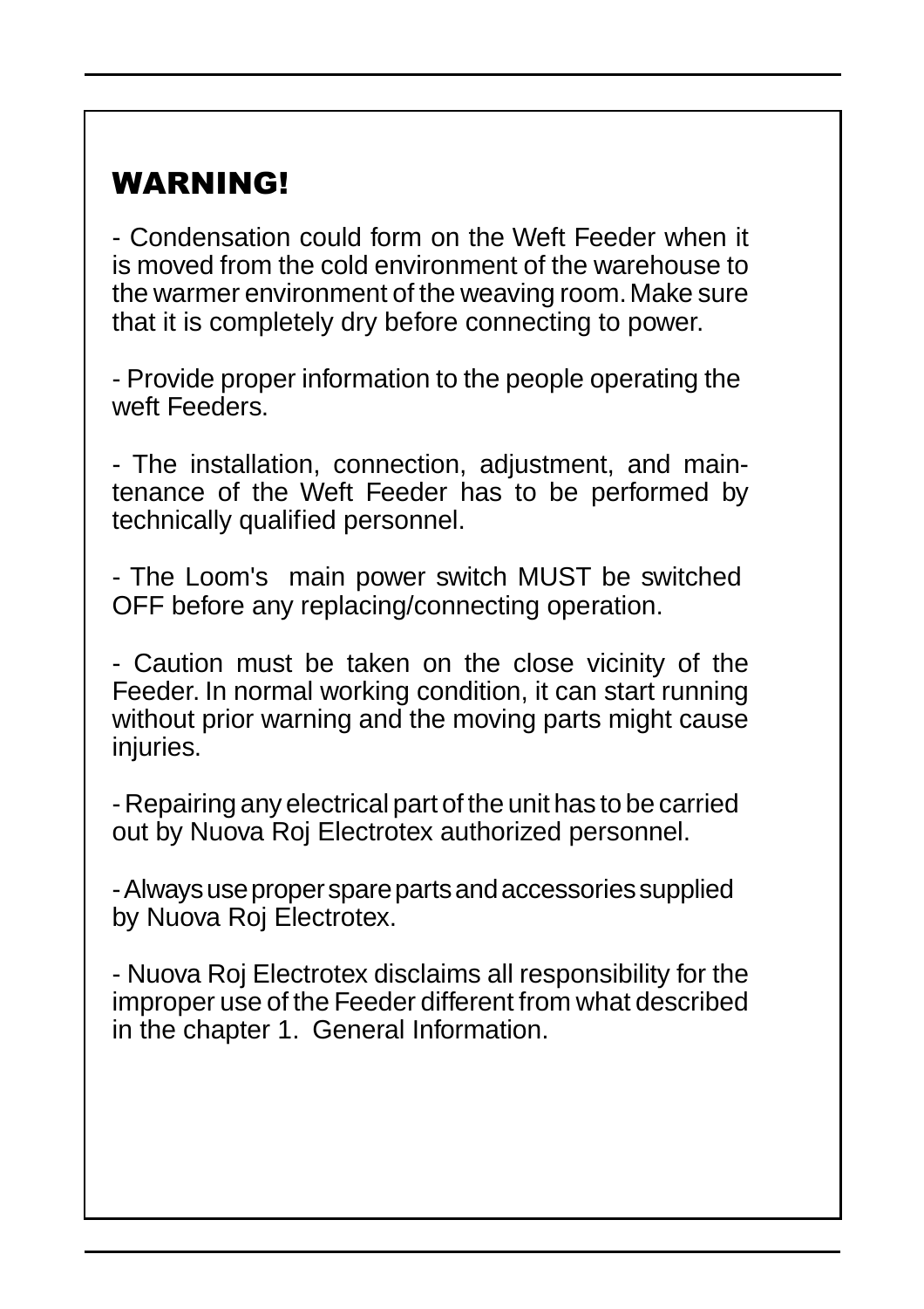## WARNING!

- Condensation could form on the Weft Feeder when it is moved from the cold environment of the warehouse to the warmer environment of the weaving room. Make sure that it is completely dry before connecting to power.

- Provide proper information to the people operating the weft Feeders.

- The installation, connection, adjustment, and maintenance of the Weft Feeder has to be performed by technically qualified personnel.

- The Loom's main power switch MUST be switched OFF before any replacing/connecting operation.

- Caution must be taken on the close vicinity of the Feeder. In normal working condition, it can start running without prior warning and the moving parts might cause injuries.

- Repairing any electrical part of the unit has to be carried out by Nuova Roj Electrotex authorized personnel.

- Always use proper spare parts and accessories supplied by Nuova Roj Electrotex.

- Nuova Roj Electrotex disclaims all responsibility for the improper use of the Feeder different from what described in the chapter 1. General Information.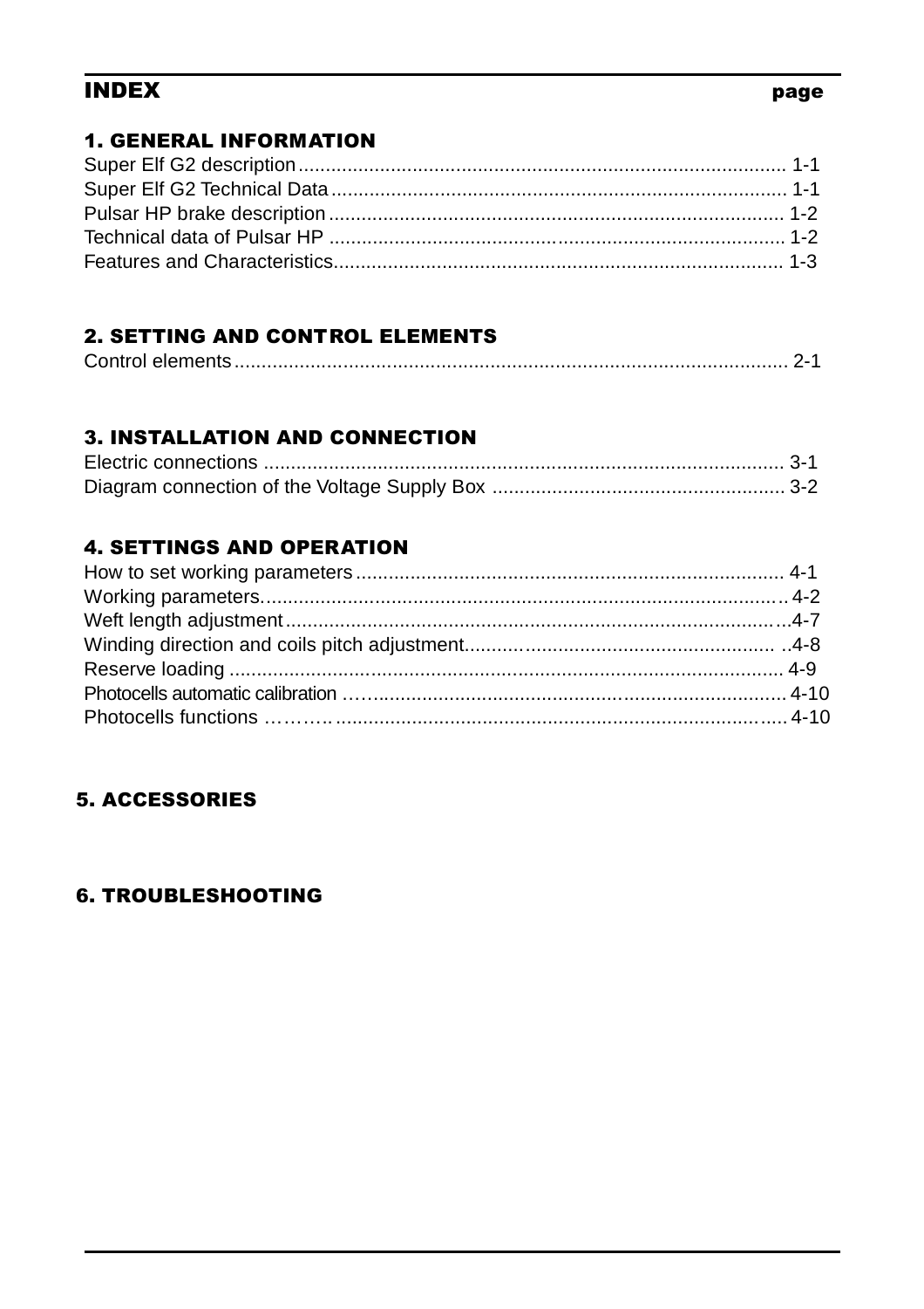# INDEX

page

## 1. GENERAL INFORMATION

| | |
|---|---|
| Super Elf G2 description | 1-1 |
| Super Elf G2 Technical Data | 1-1 |
| Pulsar HP brake description | 1-2 |
| Technical data of Pulsar HP | 1-2 |
| Features and Characteristics | 1-3 |

## 2. SETTING AND CONTROL ELEMENTS

| | |
|---|---|
| Control elements | 2-1 |

## 3. INSTALLATION AND CONNECTION

| | |
|---|---|
| Electric connections | 3-1 |
| Diagram connection of the Voltage Supply Box | 3-2 |

## 4. SETTINGS AND OPERATION

| | |
|---|---|
| How to set working parameters | 4-1 |
| Working parameters | 4-2 |
| Weft length adjustment | 4-7 |
| Winding direction and coils pitch adjustment | 4-8 |
| Reserve loading | 4-9 |
| Photocells automatic calibration | 4-10 |
| Photocells functions | 4-10 |

## 5. ACCESSORIES

## 6. TROUBLESHOOTING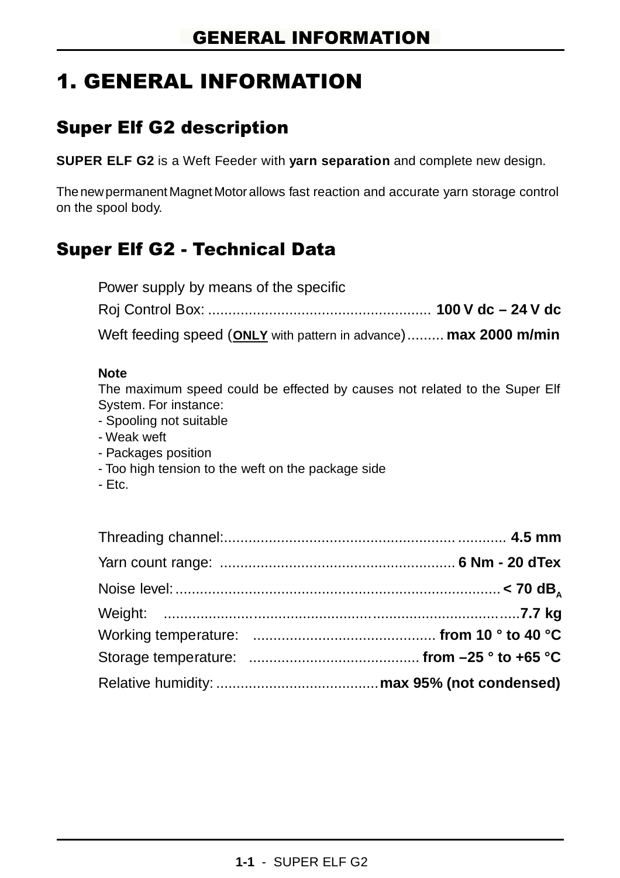# 1. GENERAL INFORMATION

## Super Elf G2 description

**SUPER ELF G2** is a Weft Feeder with **yarn separation** and complete new design.

The new permanent Magnet Motor allows fast reaction and accurate yarn storage control on the spool body.

## Super Elf G2 - Technical Data

Power supply by means of the specific
Roj Control Box: ........................................................ **100 V dc – 24 V dc**

Weft feeding speed (**ONLY** with pattern in advance)......... **max 2000 m/min**

**Note**
The maximum speed could be effected by causes not related to the Super Elf System. For instance:
- Spooling not suitable
- Weak weft
- Packages position
- Too high tension to the weft on the package side
- Etc.

Threading channel:........................................................ ............ **4.5 mm**

Yarn count range: .......................................................... **6 Nm - 20 dTex**

Noise level: ................................................................................ **< 70 $dB_A$**

Weight: ......................................................................................**7.7 kg**

Working temperature: ............................................. **from 10 ° to 40 °C**

Storage temperature: .......................................... **from –25 ° to +65 °C**

Relative humidity: ........................................**max 95% (not condensed)**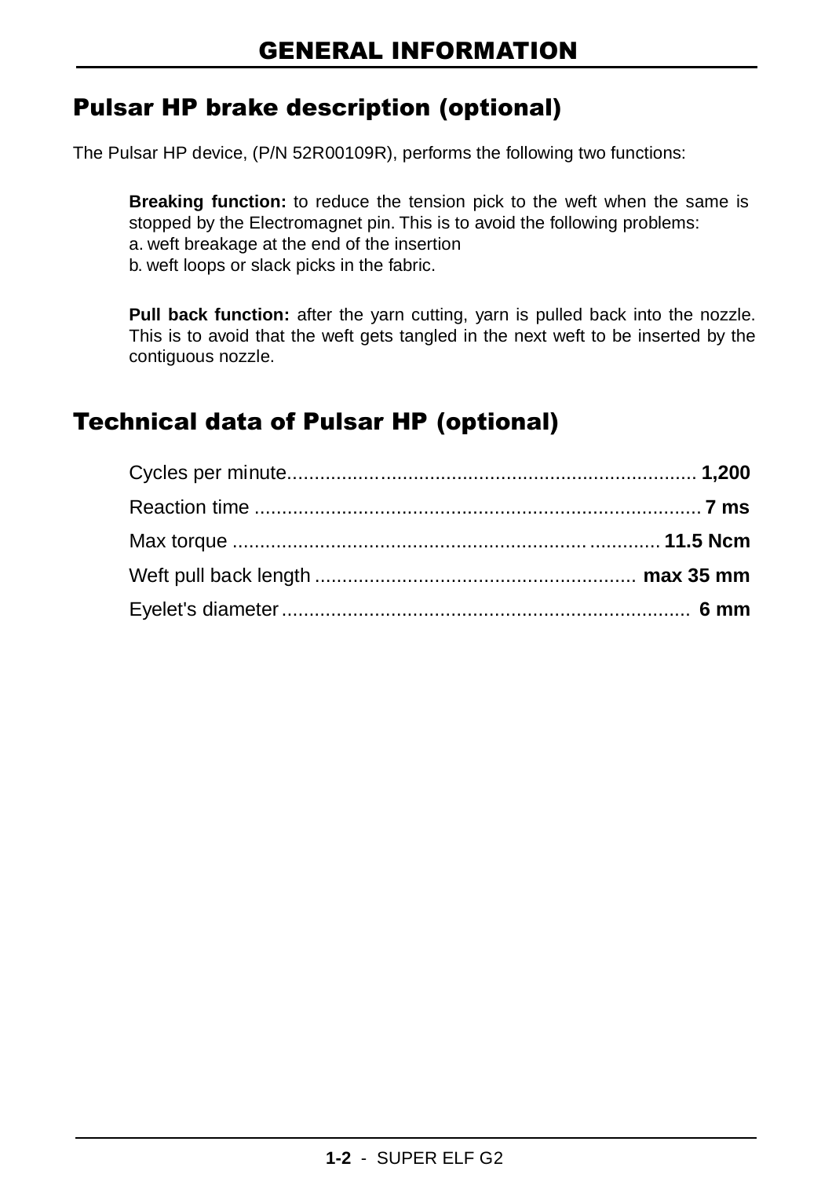# GENERAL INFORMATION

## Pulsar HP brake description (optional)

The Pulsar HP device, (P/N 52R00109R), performs the following two functions:

**Breaking function:** to reduce the tension pick to the weft when the same is stopped by the Electromagnet pin. This is to avoid the following problems:
a. weft breakage at the end of the insertion
b. weft loops or slack picks in the fabric.

**Pull back function:** after the yarn cutting, yarn is pulled back into the nozzle. This is to avoid that the weft gets tangled in the next weft to be inserted by the contiguous nozzle.

## Technical data of Pulsar HP (optional)

Cycles per minute.......................................................................... **1,200**

Reaction time ................................................................................. **7 ms**

Max torque ............................................................................ **11.5 Ncm**

Weft pull back length .......................................................... **max 35 mm**

Eyelet's diameter.......................................................................... **6 mm**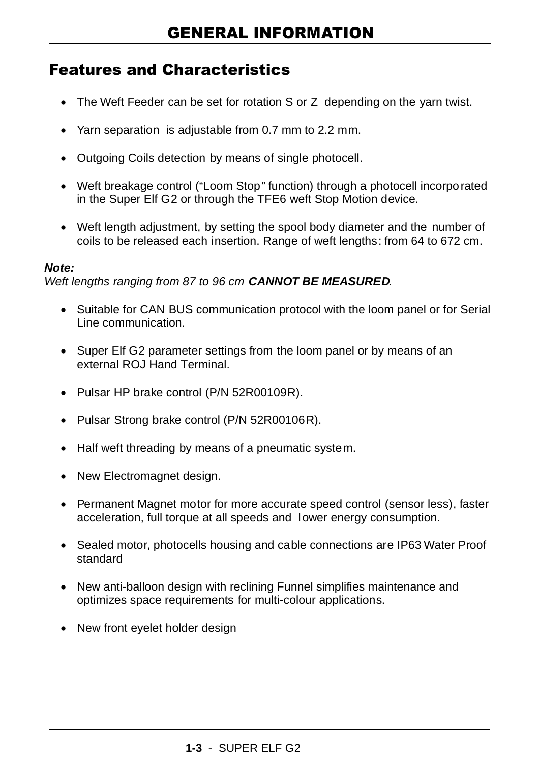# GENERAL INFORMATION

## Features and Characteristics

- The Weft Feeder can be set for rotation S or Z depending on the yarn twist.
- Yarn separation is adjustable from 0.7 mm to 2.2 mm.
- Outgoing Coils detection by means of single photocell.
- Weft breakage control ("Loom Stop" function) through a photocell incorporated in the Super Elf G2 or through the TFE6 weft Stop Motion device.
- Weft length adjustment, by setting the spool body diameter and the number of coils to be released each insertion. Range of weft lengths: from 64 to 672 cm.

***Note:***
*Weft lengths ranging from 87 to 96 cm* ***CANNOT BE MEASURED****.*

- Suitable for CAN BUS communication protocol with the loom panel or for Serial Line communication.
- Super Elf G2 parameter settings from the loom panel or by means of an external ROJ Hand Terminal.
- Pulsar HP brake control (P/N 52R00109R).
- Pulsar Strong brake control (P/N 52R00106R).
- Half weft threading by means of a pneumatic system.
- New Electromagnet design.
- Permanent Magnet motor for more accurate speed control (sensor less), faster acceleration, full torque at all speeds and lower energy consumption.
- Sealed motor, photocells housing and cable connections are IP63 Water Proof standard
- New anti-balloon design with reclining Funnel simplifies maintenance and optimizes space requirements for multi-colour applications.
- New front eyelet holder design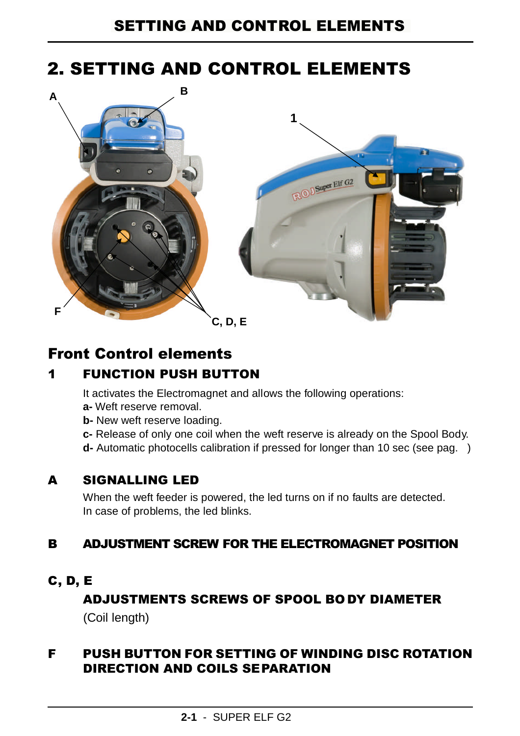# 2. SETTING AND CONTROL ELEMENTS

## Front Control elements

### 1 FUNCTION PUSH BUTTON

It activates the Electromagnet and allows the following operations:

**a-** Weft reserve removal.

**b-** New weft reserve loading.

**c-** Release of only one coil when the weft reserve is already on the Spool Body.

**d-** Automatic photocells calibration if pressed for longer than 10 sec (see pag. )

### A SIGNALLING LED

When the weft feeder is powered, the led turns on if no faults are detected.
In case of problems, the led blinks.

### B ADJUSTMENT SCREW FOR THE ELECTROMAGNET POSITION

### C, D, E

**ADJUSTMENTS SCREWS OF SPOOL BODY DIAMETER**

(Coil length)

### F PUSH BUTTON FOR SETTING OF WINDING DISC ROTATION DIRECTION AND COILS SEPARATION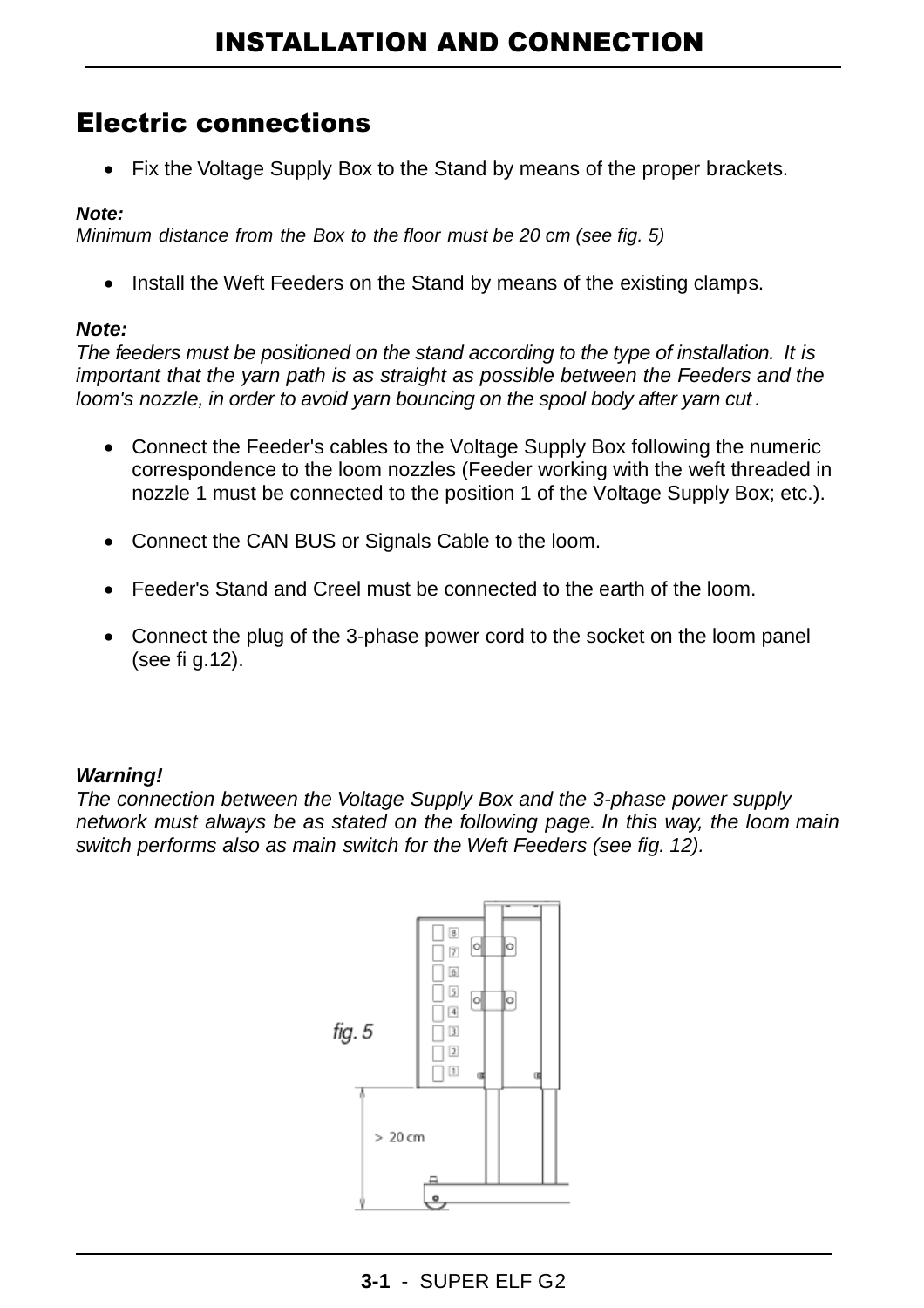# INSTALLATION AND CONNECTION

## Electric connections

- Fix the Voltage Supply Box to the Stand by means of the proper brackets.

***Note:***
*Minimum distance from the Box to the floor must be 20 cm (see fig. 5)*

- Install the Weft Feeders on the Stand by means of the existing clamps.

***Note:***
*The feeders must be positioned on the stand according to the type of installation. It is important that the yarn path is as straight as possible between the Feeders and the loom's nozzle, in order to avoid yarn bouncing on the spool body after yarn cut.*

- Connect the Feeder's cables to the Voltage Supply Box following the numeric correspondence to the loom nozzles (Feeder working with the weft threaded in nozzle 1 must be connected to the position 1 of the Voltage Supply Box; etc.).

- Connect the CAN BUS or Signals Cable to the loom.

- Feeder's Stand and Creel must be connected to the earth of the loom.

- Connect the plug of the 3-phase power cord to the socket on the loom panel (see fig.12).

***Warning!***
*The connection between the Voltage Supply Box and the 3-phase power supply network must always be as stated on the following page. In this way, the loom main switch performs also as main switch for the Weft Feeders (see fig. 12).*

*fig. 5*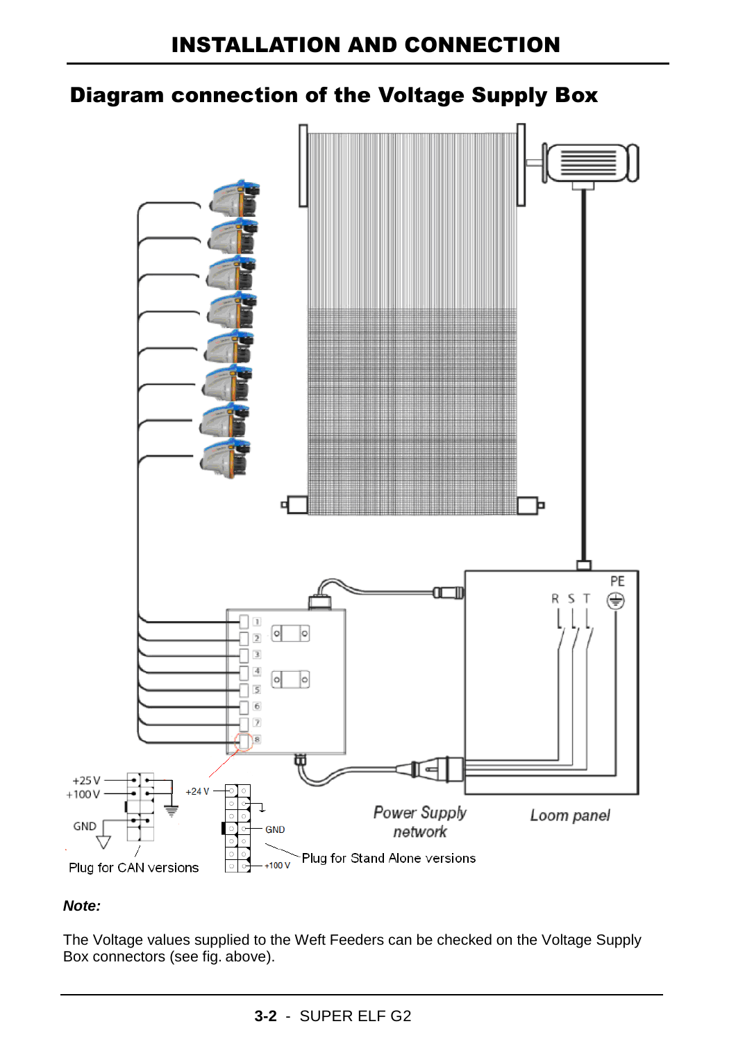# INSTALLATION AND CONNECTION

## Diagram connection of the Voltage Supply Box

+25 V
+100 V
GND
Plug for CAN versions

+24 V
GND
+100 V
Plug for Stand Alone versions

PE
R S T

Power Supply network

Loom panel

***Note:***

The Voltage values supplied to the Weft Feeders can be checked on the Voltage Supply Box connectors (see fig. above).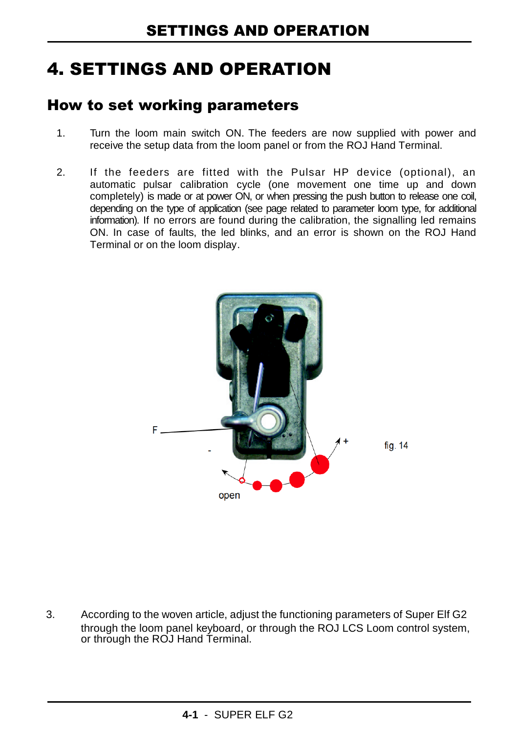# 4. SETTINGS AND OPERATION

## How to set working parameters

1. Turn the loom main switch ON. The feeders are now supplied with power and receive the setup data from the loom panel or from the ROJ Hand Terminal.

2. If the feeders are fitted with the Pulsar HP device (optional), an automatic pulsar calibration cycle (one movement one time up and down completely) is made or at power ON, or when pressing the push button to release one coil, depending on the type of application (see page related to parameter loom type, for additional information). If no errors are found during the calibration, the signalling led remains ON. In case of faults, the led blinks, and an error is shown on the ROJ Hand Terminal or on the loom display.

F

\-

\+

open

fig. 14

3. According to the woven article, adjust the functioning parameters of Super Elf G2 through the loom panel keyboard, or through the ROJ LCS Loom control system, or through the ROJ Hand Terminal.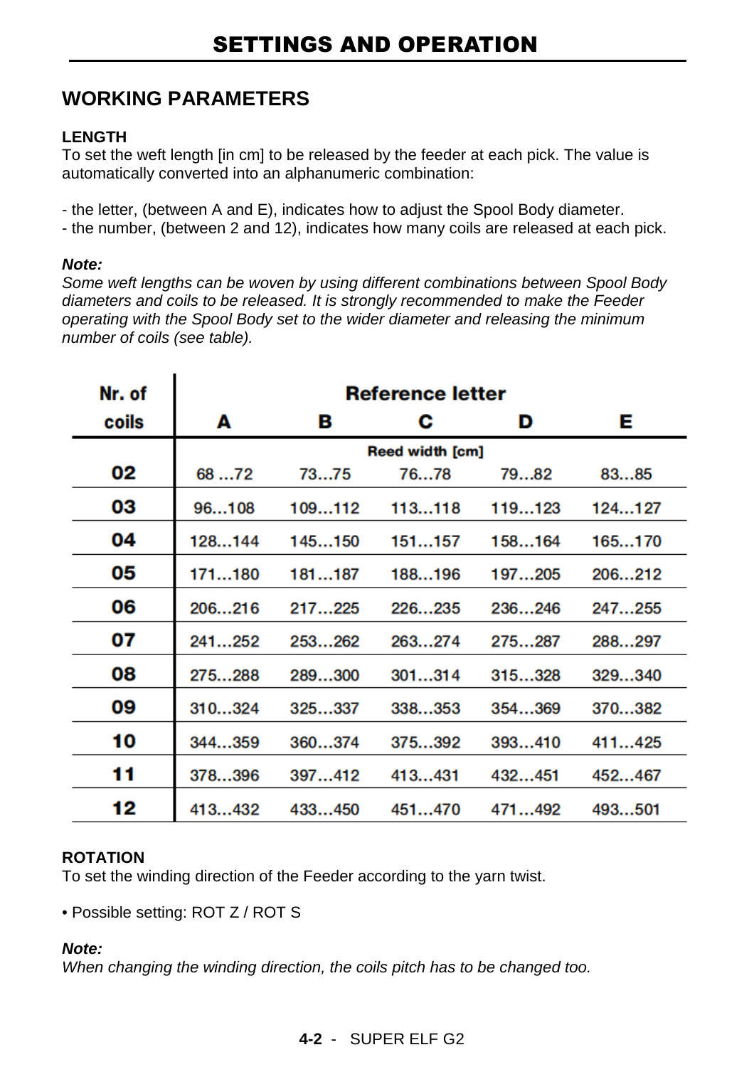# SETTINGS AND OPERATION

## WORKING PARAMETERS

### LENGTH

To set the weft length [in cm] to be released by the feeder at each pick. The value is automatically converted into an alphanumeric combination:

- the letter, (between A and E), indicates how to adjust the Spool Body diameter.
- the number, (between 2 and 12), indicates how many coils are released at each pick.

***Note:***
*Some weft lengths can be woven by using different combinations between Spool Body diameters and coils to be released. It is strongly recommended to make the Feeder operating with the Spool Body set to the wider diameter and releasing the minimum number of coils (see table).*

| Nr. of coils | Reference letter | | | | |
|---|---|---|---|---|---|
| | **A** | **B** | **C** | **D** | **E** |
| | Reed width [cm] | | | | |
| **02** | 68 …72 | 73…75 | 76…78 | 79…82 | 83…85 |
| **03** | 96…108 | 109…112 | 113…118 | 119…123 | 124…127 |
| **04** | 128…144 | 145…150 | 151…157 | 158…164 | 165…170 |
| **05** | 171…180 | 181…187 | 188…196 | 197…205 | 206…212 |
| **06** | 206…216 | 217…225 | 226…235 | 236…246 | 247…255 |
| **07** | 241…252 | 253…262 | 263…274 | 275…287 | 288…297 |
| **08** | 275…288 | 289…300 | 301…314 | 315…328 | 329…340 |
| **09** | 310…324 | 325…337 | 338…353 | 354…369 | 370…382 |
| **10** | 344…359 | 360…374 | 375…392 | 393…410 | 411…425 |
| **11** | 378…396 | 397…412 | 413…431 | 432…451 | 452…467 |
| **12** | 413…432 | 433…450 | 451…470 | 471…492 | 493…501 |

### ROTATION

To set the winding direction of the Feeder according to the yarn twist.

- Possible setting: ROT Z / ROT S

***Note:***
*When changing the winding direction, the coils pitch has to be changed too.*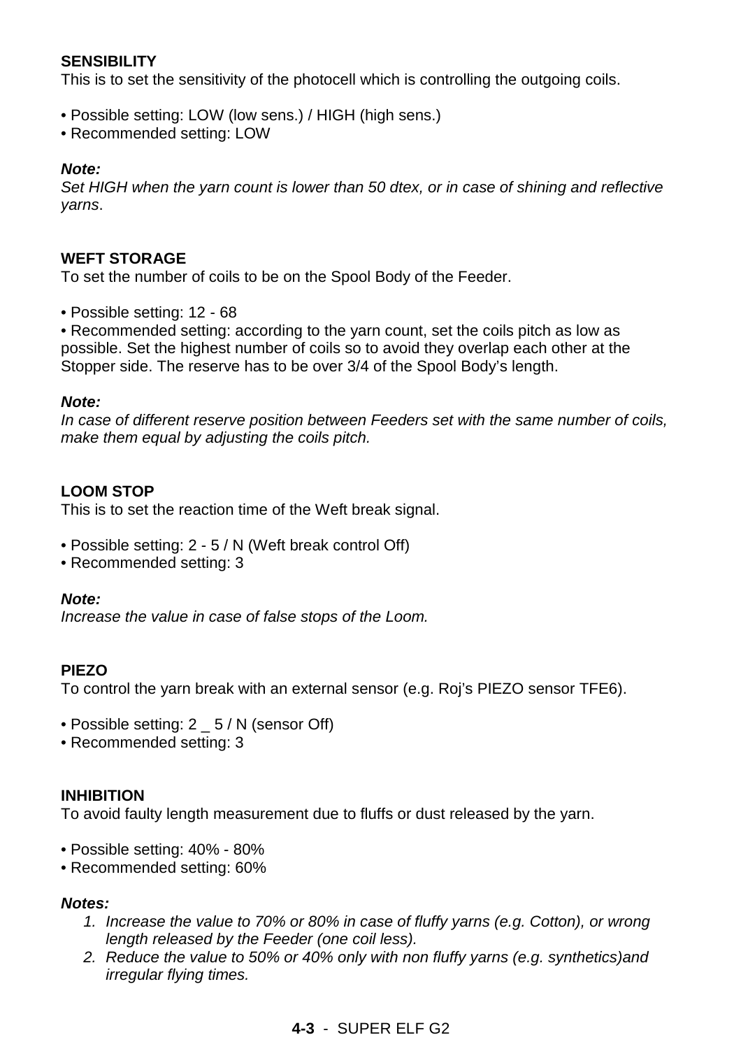**SENSIBILITY**
This is to set the sensitivity of the photocell which is controlling the outgoing coils.

- Possible setting: LOW (low sens.) / HIGH (high sens.)
- Recommended setting: LOW

***Note:***
*Set HIGH when the yarn count is lower than 50 dtex, or in case of shining and reflective yarns*.

**WEFT STORAGE**
To set the number of coils to be on the Spool Body of the Feeder.

- Possible setting: 12 - 68
- Recommended setting: according to the yarn count, set the coils pitch as low as possible. Set the highest number of coils so to avoid they overlap each other at the Stopper side. The reserve has to be over 3/4 of the Spool Body's length.

***Note:***
*In case of different reserve position between Feeders set with the same number of coils, make them equal by adjusting the coils pitch.*

**LOOM STOP**
This is to set the reaction time of the Weft break signal.

- Possible setting: 2 - 5 / N (Weft break control Off)
- Recommended setting: 3

***Note:***
*Increase the value in case of false stops of the Loom.*

**PIEZO**
To control the yarn break with an external sensor (e.g. Roj's PIEZO sensor TFE6).

- Possible setting: 2 _ 5 / N (sensor Off)
- Recommended setting: 3

**INHIBITION**
To avoid faulty length measurement due to fluffs or dust released by the yarn.

- Possible setting: 40% - 80%
- Recommended setting: 60%

***Notes:***

1. *Increase the value to 70% or 80% in case of fluffy yarns (e.g. Cotton), or wrong length released by the Feeder (one coil less).*
2. *Reduce the value to 50% or 40% only with non fluffy yarns (e.g. synthetics)and irregular flying times.*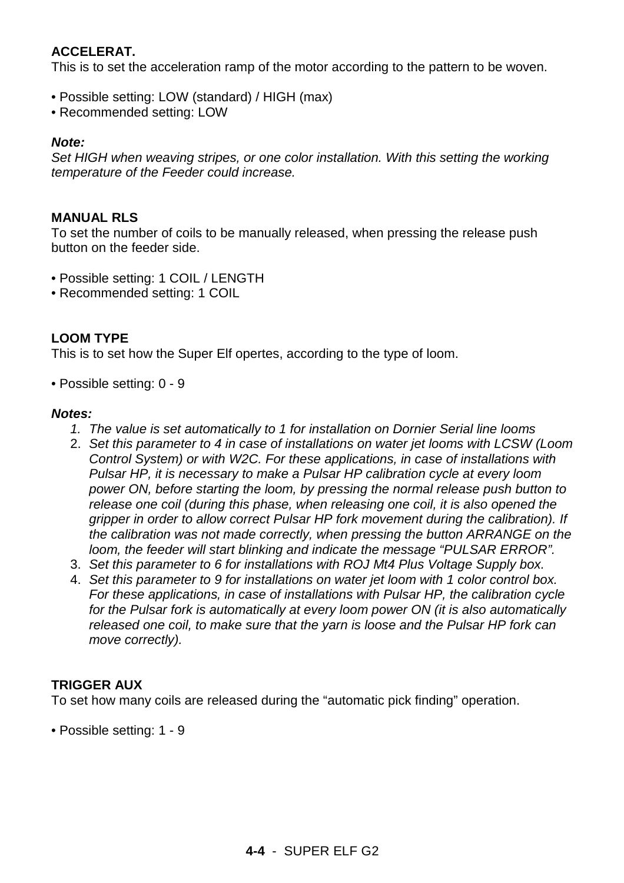**ACCELERAT.**
This is to set the acceleration ramp of the motor according to the pattern to be woven.

• Possible setting: LOW (standard) / HIGH (max)
• Recommended setting: LOW

***Note:***
*Set HIGH when weaving stripes, or one color installation. With this setting the working temperature of the Feeder could increase.*

**MANUAL RLS**
To set the number of coils to be manually released, when pressing the release push button on the feeder side.

• Possible setting: 1 COIL / LENGTH
• Recommended setting: 1 COIL

**LOOM TYPE**
This is to set how the Super Elf opertes, according to the type of loom.

• Possible setting: 0 - 9

***Notes:***

1. *The value is set automatically to 1 for installation on Dornier Serial line looms*
2. *Set this parameter to 4 in case of installations on water jet looms with LCSW (Loom Control System) or with W2C. For these applications, in case of installations with Pulsar HP, it is necessary to make a Pulsar HP calibration cycle at every loom power ON, before starting the loom, by pressing the normal release push button to release one coil (during this phase, when releasing one coil, it is also opened the gripper in order to allow correct Pulsar HP fork movement during the calibration). If the calibration was not made correctly, when pressing the button ARRANGE on the loom, the feeder will start blinking and indicate the message "PULSAR ERROR".*
3. *Set this parameter to 6 for installations with ROJ Mt4 Plus Voltage Supply box.*
4. *Set this parameter to 9 for installations on water jet loom with 1 color control box. For these applications, in case of installations with Pulsar HP, the calibration cycle for the Pulsar fork is automatically at every loom power ON (it is also automatically released one coil, to make sure that the yarn is loose and the Pulsar HP fork can move correctly).*

**TRIGGER AUX**
To set how many coils are released during the "automatic pick finding" operation.

• Possible setting: 1 - 9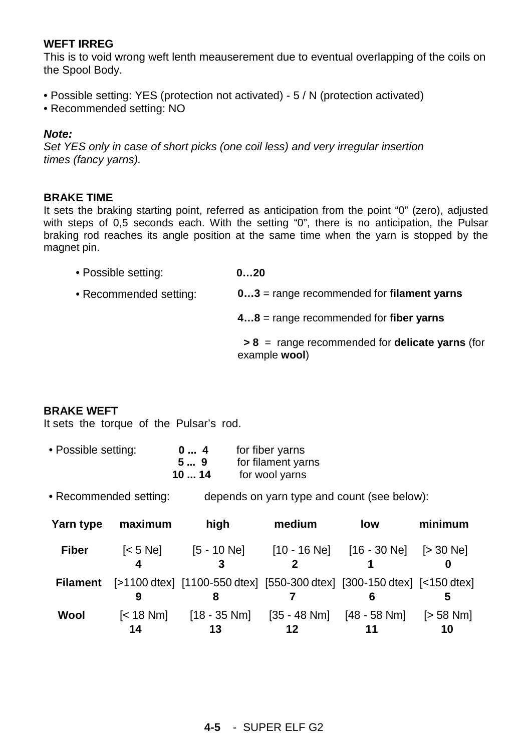**WEFT IRREG**

This is to void wrong weft lenth meauserement due to eventual overlapping of the coils on the Spool Body.

- Possible setting: YES (protection not activated) - 5 / N (protection activated)
- Recommended setting: NO

***Note:***

*Set YES only in case of short picks (one coil less) and very irregular insertion times (fancy yarns).*

**BRAKE TIME**

It sets the braking starting point, referred as anticipation from the point “0” (zero), adjusted with steps of 0,5 seconds each. With the setting “0”, there is no anticipation, the Pulsar braking rod reaches its angle position at the same time when the yarn is stopped by the magnet pin.

- Possible setting: **0…20**
- Recommended setting:
  - **0…3** = range recommended for **filament yarns**
  - **4…8** = range recommended for **fiber yarns**
  - **> 8** = range recommended for **delicate yarns** (for example **wool**)

**BRAKE WEFT**

It sets the torque of the Pulsar’s rod.

- Possible setting:
  - **0 ... 4** for fiber yarns
  - **5 ... 9** for filament yarns
  - **10 ... 14** for wool yarns
- Recommended setting: depends on yarn type and count (see below):

| Yarn type | maximum | high | medium | low | minimum |
|---|---|---|---|---|---|
| **Fiber** | [< 5 Ne] **4** | [5 - 10 Ne] **3** | [10 - 16 Ne] **2** | [16 - 30 Ne] **1** | [> 30 Ne] **0** |
| **Filament** | [>1100 dtex] **9** | [1100-550 dtex] **8** | [550-300 dtex] **7** | [300-150 dtex] **6** | [<150 dtex] **5** |
| **Wool** | [< 18 Nm] **14** | [18 - 35 Nm] **13** | [35 - 48 Nm] **12** | [48 - 58 Nm] **11** | [> 58 Nm] **10** |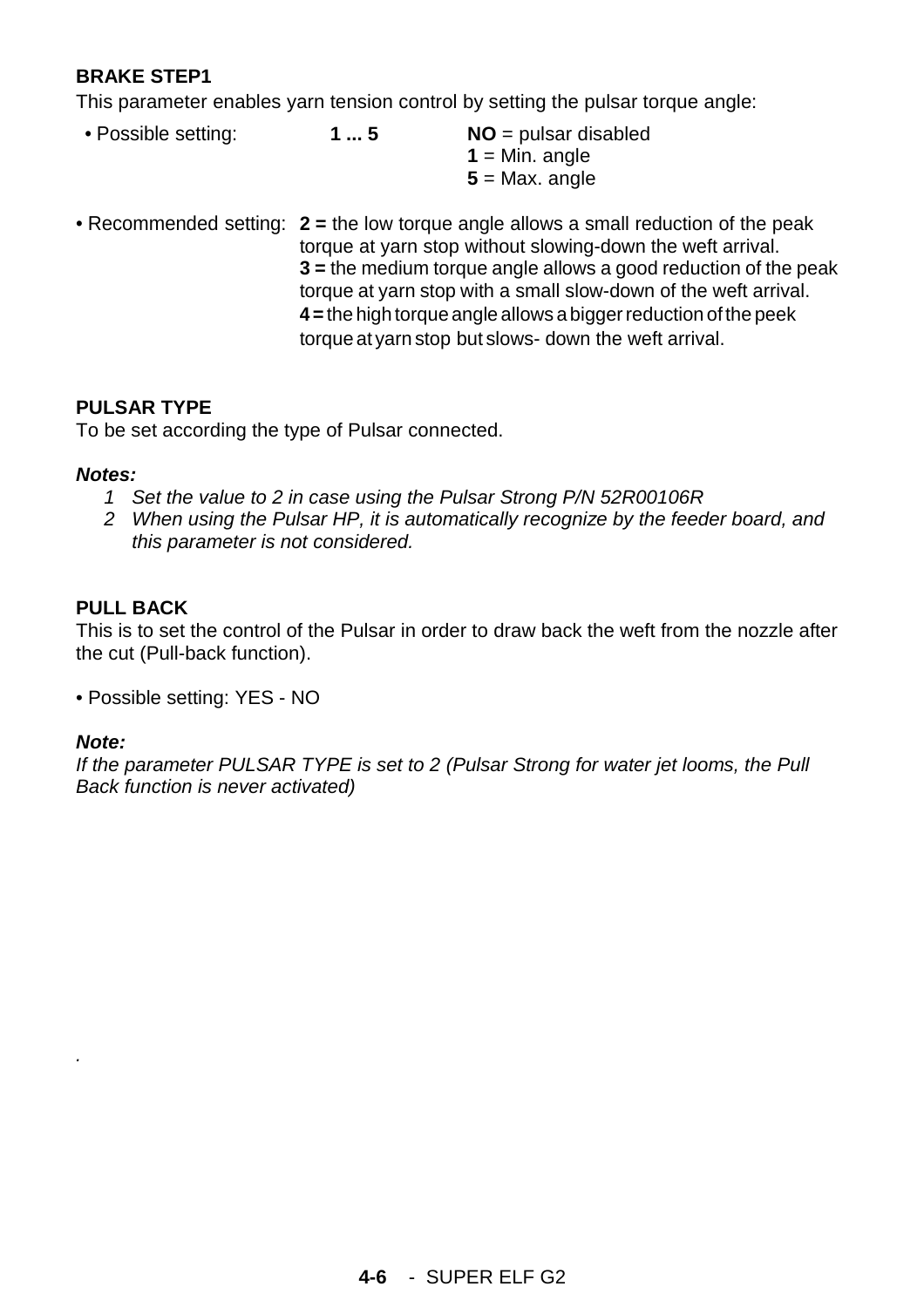**BRAKE STEP1**

This parameter enables yarn tension control by setting the pulsar torque angle:

- Possible setting: **1 ... 5** **NO** = pulsar disabled
  **1** = Min. angle
  **5** = Max. angle

- Recommended setting: **2 =** the low torque angle allows a small reduction of the peak torque at yarn stop without slowing-down the weft arrival.
  **3 =** the medium torque angle allows a good reduction of the peak torque at yarn stop with a small slow-down of the weft arrival.
  **4 =** the high torque angle allows a bigger reduction of the peek torque at yarn stop but slows- down the weft arrival.

**PULSAR TYPE**

To be set according the type of Pulsar connected.

***Notes:***

1. *Set the value to 2 in case using the Pulsar Strong P/N 52R00106R*
2. *When using the Pulsar HP, it is automatically recognize by the feeder board, and this parameter is not considered.*

**PULL BACK**

This is to set the control of the Pulsar in order to draw back the weft from the nozzle after the cut (Pull-back function).

- Possible setting: YES - NO

***Note:***

*If the parameter PULSAR TYPE is set to 2 (Pulsar Strong for water jet looms, the Pull Back function is never activated)*

.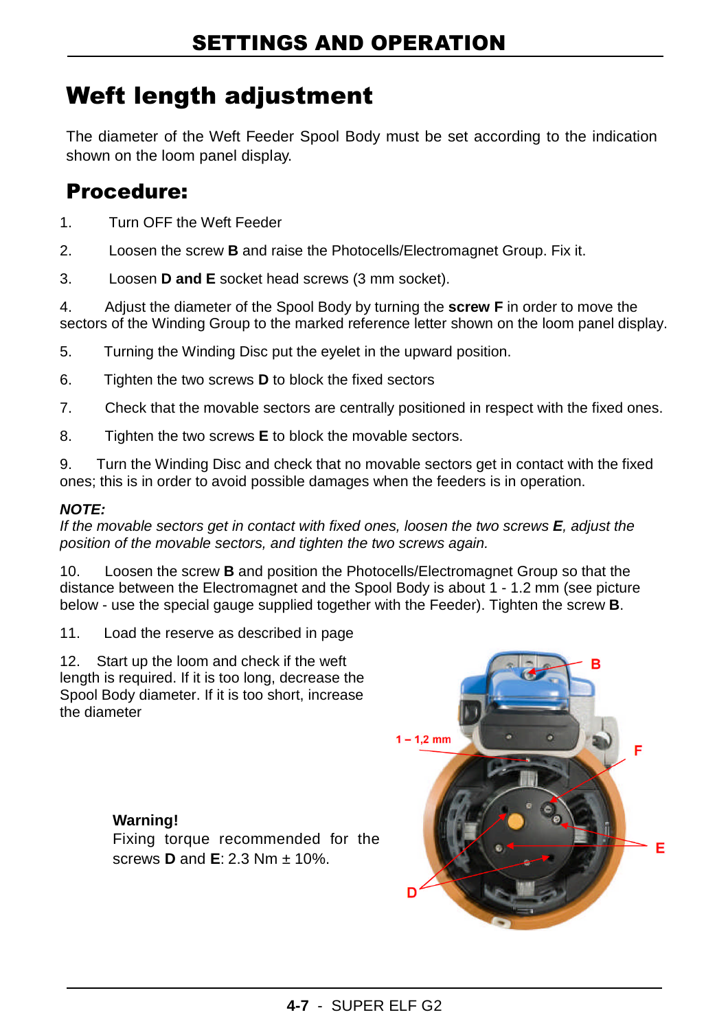# Weft length adjustment

The diameter of the Weft Feeder Spool Body must be set according to the indication shown on the loom panel display.

## Procedure:

1. Turn OFF the Weft Feeder
2. Loosen the screw **B** and raise the Photocells/Electromagnet Group. Fix it.
3. Loosen **D and E** socket head screws (3 mm socket).
4. Adjust the diameter of the Spool Body by turning the **screw F** in order to move the sectors of the Winding Group to the marked reference letter shown on the loom panel display.
5. Turning the Winding Disc put the eyelet in the upward position.
6. Tighten the two screws **D** to block the fixed sectors
7. Check that the movable sectors are centrally positioned in respect with the fixed ones.
8. Tighten the two screws **E** to block the movable sectors.
9. Turn the Winding Disc and check that no movable sectors get in contact with the fixed ones; this is in order to avoid possible damages when the feeders is in operation.

***NOTE:***
*If the movable sectors get in contact with fixed ones, loosen the two screws **E**, adjust the position of the movable sectors, and tighten the two screws again.*

10. Loosen the screw **B** and position the Photocells/Electromagnet Group so that the distance between the Electromagnet and the Spool Body is about 1 - 1.2 mm (see picture below - use the special gauge supplied together with the Feeder). Tighten the screw **B**.
11. Load the reserve as described in page
12. Start up the loom and check if the weft length is required. If it is too long, decrease the Spool Body diameter. If it is too short, increase the diameter

**Warning!**
Fixing torque recommended for the screws **D** and **E**: 2.3 Nm ± 10%.

B
1 – 1,2 mm
F
E
D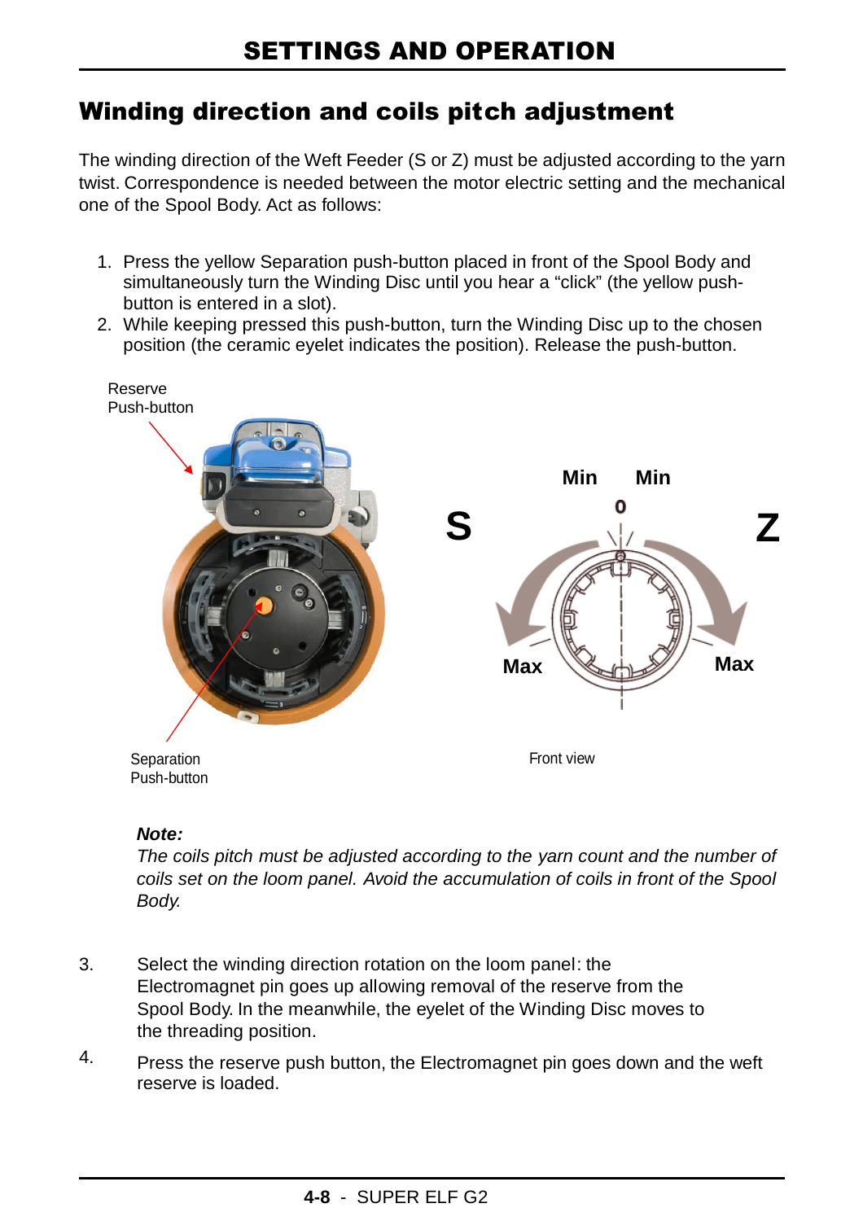## Winding direction and coils pitch adjustment

The winding direction of the Weft Feeder (S or Z) must be adjusted according to the yarn twist. Correspondence is needed between the motor electric setting and the mechanical one of the Spool Body. Act as follows:

1. Press the yellow Separation push-button placed in front of the Spool Body and simultaneously turn the Winding Disc until you hear a “click” (the yellow push-button is entered in a slot).
2. While keeping pressed this push-button, turn the Winding Disc up to the chosen position (the ceramic eyelet indicates the position). Release the push-button.

Reserve Push-button

Separation Push-button

S — Min — 0 — Min — Z

Max — Max

Front view

***Note:***
*The coils pitch must be adjusted according to the yarn count and the number of coils set on the loom panel. Avoid the accumulation of coils in front of the Spool Body.*

3. Select the winding direction rotation on the loom panel: the Electromagnet pin goes up allowing removal of the reserve from the Spool Body. In the meanwhile, the eyelet of the Winding Disc moves to the threading position.
4. Press the reserve push button, the Electromagnet pin goes down and the weft reserve is loaded.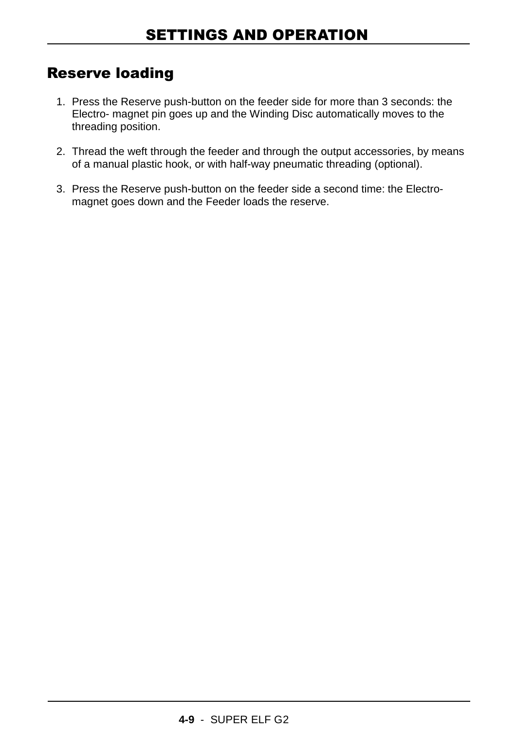## Reserve loading

1. Press the Reserve push-button on the feeder side for more than 3 seconds: the Electro- magnet pin goes up and the Winding Disc automatically moves to the threading position.

2. Thread the weft through the feeder and through the output accessories, by means of a manual plastic hook, or with half-way pneumatic threading (optional).

3. Press the Reserve push-button on the feeder side a second time: the Electro-magnet goes down and the Feeder loads the reserve.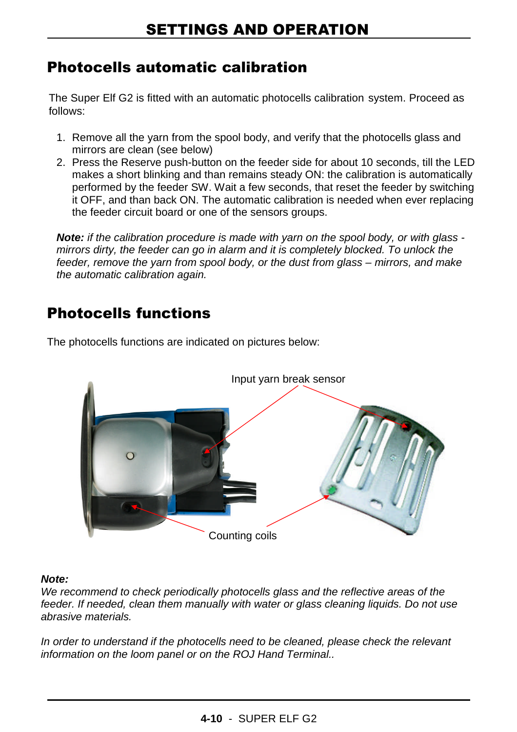# SETTINGS AND OPERATION

## Photocells automatic calibration

The Super Elf G2 is fitted with an automatic photocells calibration system. Proceed as follows:

1. Remove all the yarn from the spool body, and verify that the photocells glass and mirrors are clean (see below)
2. Press the Reserve push-button on the feeder side for about 10 seconds, till the LED makes a short blinking and than remains steady ON: the calibration is automatically performed by the feeder SW. Wait a few seconds, that reset the feeder by switching it OFF, and than back ON. The automatic calibration is needed when ever replacing the feeder circuit board or one of the sensors groups.

***Note:*** *if the calibration procedure is made with yarn on the spool body, or with glass - mirrors dirty, the feeder can go in alarm and it is completely blocked. To unlock the feeder, remove the yarn from spool body, or the dust from glass – mirrors, and make the automatic calibration again.*

## Photocells functions

The photocells functions are indicated on pictures below:

Input yarn break sensor

Counting coils

***Note:***

*We recommend to check periodically photocells glass and the reflective areas of the feeder. If needed, clean them manually with water or glass cleaning liquids. Do not use abrasive materials.*

*In order to understand if the photocells need to be cleaned, please check the relevant information on the loom panel or on the ROJ Hand Terminal..*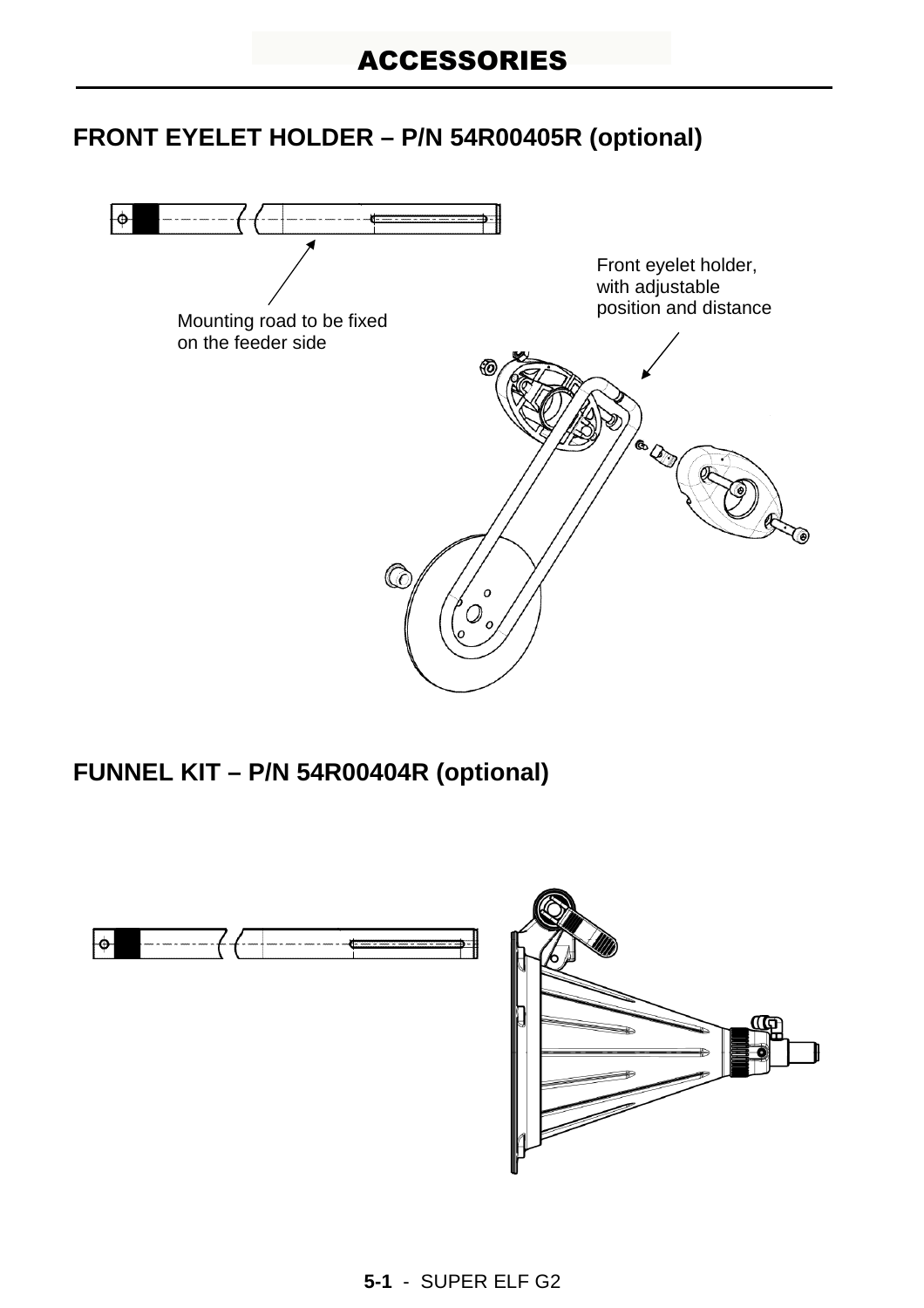# ACCESSORIES

## FRONT EYELET HOLDER – P/N 54R00405R (optional)

Mounting road to be fixed on the feeder side

Front eyelet holder, with adjustable position and distance

## FUNNEL KIT – P/N 54R00404R (optional)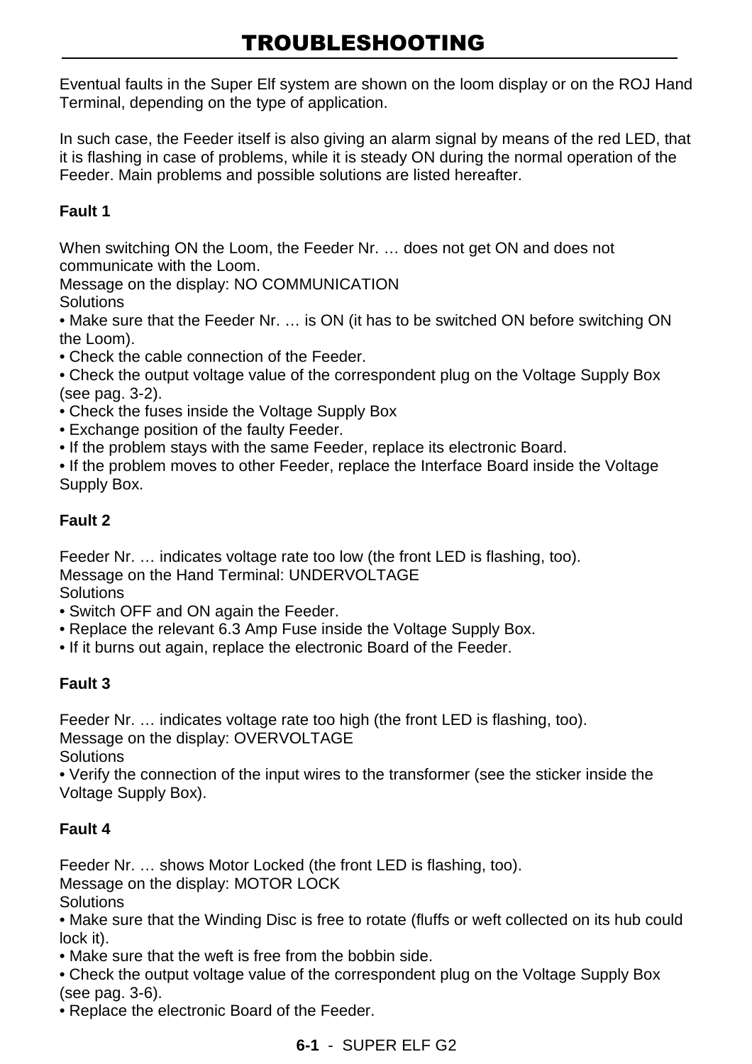# TROUBLESHOOTING

Eventual faults in the Super Elf system are shown on the loom display or on the ROJ Hand Terminal, depending on the type of application.

In such case, the Feeder itself is also giving an alarm signal by means of the red LED, that it is flashing in case of problems, while it is steady ON during the normal operation of the Feeder. Main problems and possible solutions are listed hereafter.

**Fault 1**

When switching ON the Loom, the Feeder Nr. … does not get ON and does not communicate with the Loom.
Message on the display: NO COMMUNICATION
Solutions

- Make sure that the Feeder Nr. … is ON (it has to be switched ON before switching ON the Loom).
- Check the cable connection of the Feeder.
- Check the output voltage value of the correspondent plug on the Voltage Supply Box (see pag. 3-2).
- Check the fuses inside the Voltage Supply Box
- Exchange position of the faulty Feeder.
- If the problem stays with the same Feeder, replace its electronic Board.
- If the problem moves to other Feeder, replace the Interface Board inside the Voltage Supply Box.

**Fault 2**

Feeder Nr. … indicates voltage rate too low (the front LED is flashing, too).
Message on the Hand Terminal: UNDERVOLTAGE
Solutions

- Switch OFF and ON again the Feeder.
- Replace the relevant 6.3 Amp Fuse inside the Voltage Supply Box.
- If it burns out again, replace the electronic Board of the Feeder.

**Fault 3**

Feeder Nr. … indicates voltage rate too high (the front LED is flashing, too).
Message on the display: OVERVOLTAGE
Solutions

- Verify the connection of the input wires to the transformer (see the sticker inside the Voltage Supply Box).

**Fault 4**

Feeder Nr. … shows Motor Locked (the front LED is flashing, too).
Message on the display: MOTOR LOCK
Solutions

- Make sure that the Winding Disc is free to rotate (fluffs or weft collected on its hub could lock it).
- Make sure that the weft is free from the bobbin side.
- Check the output voltage value of the correspondent plug on the Voltage Supply Box (see pag. 3-6).
- Replace the electronic Board of the Feeder.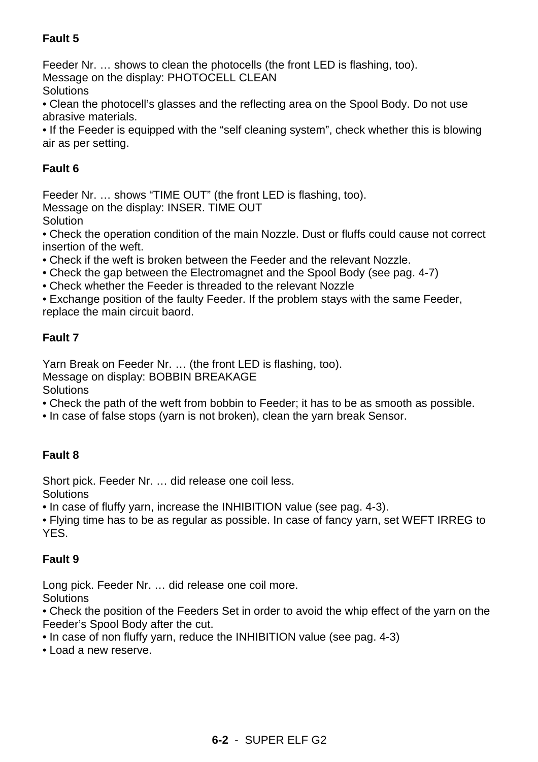**Fault 5**

Feeder Nr. … shows to clean the photocells (the front LED is flashing, too).
Message on the display: PHOTOCELL CLEAN
Solutions

- Clean the photocell's glasses and the reflecting area on the Spool Body. Do not use abrasive materials.
- If the Feeder is equipped with the "self cleaning system", check whether this is blowing air as per setting.

**Fault 6**

Feeder Nr. … shows "TIME OUT" (the front LED is flashing, too).
Message on the display: INSER. TIME OUT
Solution

- Check the operation condition of the main Nozzle. Dust or fluffs could cause not correct insertion of the weft.
- Check if the weft is broken between the Feeder and the relevant Nozzle.
- Check the gap between the Electromagnet and the Spool Body (see pag. 4-7)
- Check whether the Feeder is threaded to the relevant Nozzle
- Exchange position of the faulty Feeder. If the problem stays with the same Feeder, replace the main circuit baord.

**Fault 7**

Yarn Break on Feeder Nr. … (the front LED is flashing, too).
Message on display: BOBBIN BREAKAGE
Solutions

- Check the path of the weft from bobbin to Feeder; it has to be as smooth as possible.
- In case of false stops (yarn is not broken), clean the yarn break Sensor.

**Fault 8**

Short pick. Feeder Nr. … did release one coil less.
Solutions

- In case of fluffy yarn, increase the INHIBITION value (see pag. 4-3).
- Flying time has to be as regular as possible. In case of fancy yarn, set WEFT IRREG to YES.

**Fault 9**

Long pick. Feeder Nr. … did release one coil more.
Solutions

- Check the position of the Feeders Set in order to avoid the whip effect of the yarn on the Feeder's Spool Body after the cut.
- In case of non fluffy yarn, reduce the INHIBITION value (see pag. 4-3)
- Load a new reserve.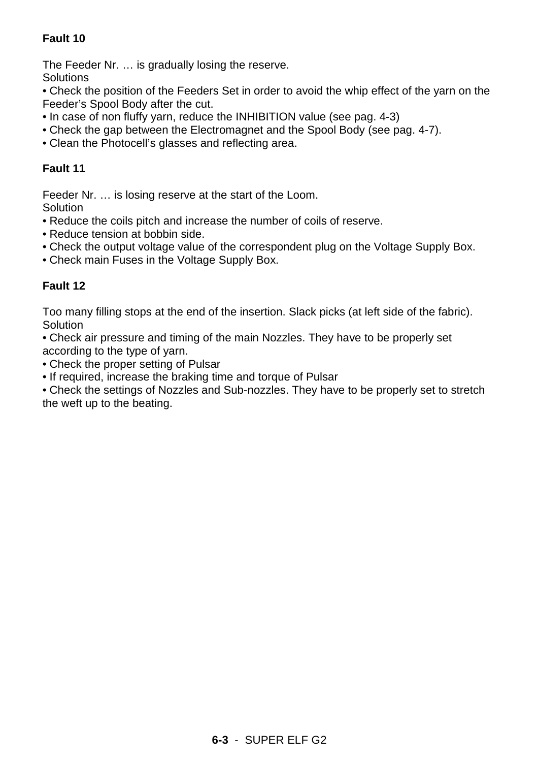**Fault 10**

The Feeder Nr. … is gradually losing the reserve.
Solutions

- Check the position of the Feeders Set in order to avoid the whip effect of the yarn on the Feeder's Spool Body after the cut.
- In case of non fluffy yarn, reduce the INHIBITION value (see pag. 4-3)
- Check the gap between the Electromagnet and the Spool Body (see pag. 4-7).
- Clean the Photocell's glasses and reflecting area.

**Fault 11**

Feeder Nr. … is losing reserve at the start of the Loom.
Solution

- Reduce the coils pitch and increase the number of coils of reserve.
- Reduce tension at bobbin side.
- Check the output voltage value of the correspondent plug on the Voltage Supply Box.
- Check main Fuses in the Voltage Supply Box.

**Fault 12**

Too many filling stops at the end of the insertion. Slack picks (at left side of the fabric).
Solution

- Check air pressure and timing of the main Nozzles. They have to be properly set according to the type of yarn.
- Check the proper setting of Pulsar
- If required, increase the braking time and torque of Pulsar
- Check the settings of Nozzles and Sub-nozzles. They have to be properly set to stretch the weft up to the beating.